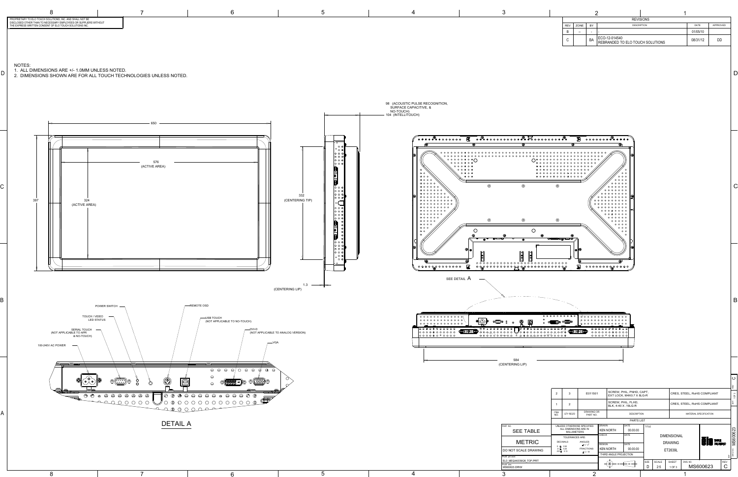PROPRIETARY TO ELO TOUCH SOLUTIONS, INC. AND SHALL NOT BE DISCLOSED OTHER THAN TO NECESSARY EMPLOYEES OR SUPPLIERS WITHOUT THE EXPRESS WRITTEN CONSENT OF ELO TOUCH SOLUTIONS INC.

| REVISIONS | | | | | |
|---|---|---|---|---|---|
| REV | ZONE | BY | DESCRIPTION | DATE | APPROVED |
| B | -- | - | - | 01/05/10 | |
| C | | BA | ECO-12-014540 REBRANDED TO ELO TOUCH SOLUTIONS | 08/31/12 | DD |

NOTES:
1. ALL DIMENSIONS ARE +/- 1.0MM UNLESS NOTED.
2. DIMENSIONS SHOWN ARE FOR ALL TOUCH TECHNOLOGIES UNLESS NOTED.

650
576 (ACTIVE AREA)
397
324 (ACTIVE AREA)
332 (CENTERING TIP)
1.3 (CENTERING LIP)
98 (ACOUSTIC PULSE RECOGNITION, SURFACE CAPACITIVE, & NO-TOUCH)
104 (INTELLITOUCH)
SEE DETAIL A
584 (CENTERING LIP)

POWER SWITCH
REMOTE OSD
TOUCH / VIDEO LED STATUS
USB TOUCH (NOT APPLICABLE TO NO-TOUCH)
SERIAL TOUCH (NOT APPLICABLE TO APR & NO-TOUCH)
DVI-D (NOT APPLICABLE TO ANALOG VERSION)
VGA
100-240V AC POWER

DETAIL A

| ITEM NO. | QTY. REQ'D | DRAWING OR PART NO. | DESCRIPTION | MATERIAL SPECIFICATION |
|---|---|---|---|---|
| 2 | 3 | E011501 | SCREW, PHIL, PNHD, CAPT, EXT LOCK, M4X0.7 X 8LG-R | CRES, STEEL, RoHS COMPLIANT |
| 1 | 2 | | SCREW, PHIL, FLHD, BLK, 4-40 X .19LG-R | CRES, STEEL, RoHS COMPLIANT |

PARTS LIST

PART NO: SEE TABLE
METRIC
DO NOT SCALE DRAWING
Pro/E prt: ELO_MEGAKIOSK26_TOP.PRT
Pro/E drw: MS600623.DRW

UNLESS OTHERWISE SPECIFIED ALL DIMENSIONS ARE IN MILLIMETERS
TOLERANCES ARE: DECIMALS / ANGLES / FRACTIONS

DRAWN: KEN NORTH — DATE: 00.00.00
CHECK — DATE
DESIGN: KEN NORTH — DATE: 00.00.00
THIRD ANGLE PROJECTION

TITLE: DIMENSIONAL DRAWING ET2639L

SIZE: D | SCALE: 2:5 | SHEET: 1 OF 3 | DWG NO: MS600623 | REV: C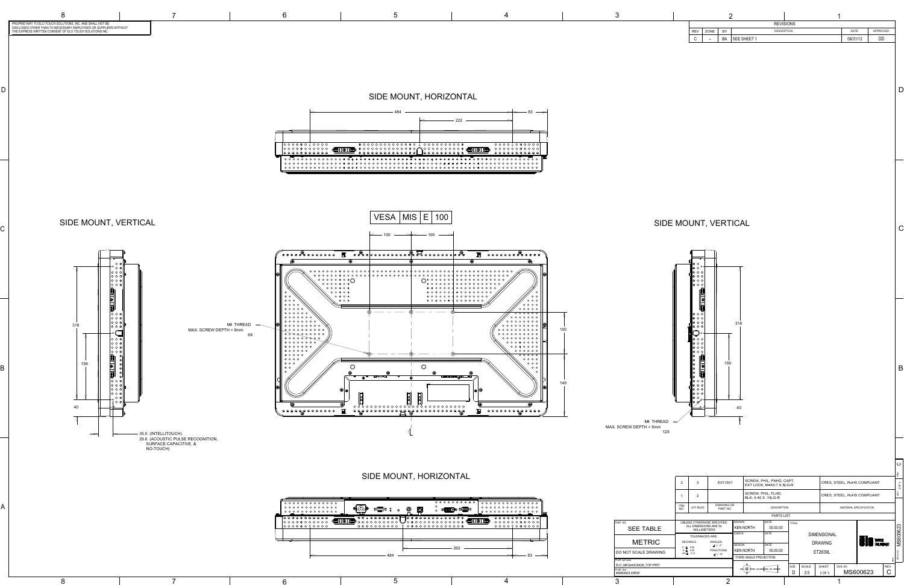PROPRIETARY TO ELO TOUCH SOLUTIONS, INC. AND SHALL NOT BE DISCLOSED OTHER THAN TO NECESSARY EMPLOYEES OR SUPPLIERS WITHOUT THE EXPRESS WRITTEN CONSENT OF ELO TOUCH SOLUTIONS INC.

| REVISIONS | | | | | |
|---|---|---|---|---|---|
| REV | ZONE | BY | DESCRIPTION | DATE | APPROVED |
| C | -- | BA | SEE SHEET 1 | 08/31/12 | DD |

## SIDE MOUNT, HORIZONTAL

484 — 222 — 83

## SIDE MOUNT, VERTICAL

318 — 159 — 40

35.0 (INTELLITOUCH)
29.6 (ACOUSTIC PULSE RECOGNITION, SURFACE CAPACITIVE, & NO-TOUCH)

| VESA | MIS | E | 100 |
|---|---|---|---|

100 — 100

M4 THREAD
MAX. SCREW DEPTH = 9mm
6X

100 — 149

## SIDE MOUNT, VERTICAL

318 — 159 — 40

M4 THREAD
MAX. SCREW DEPTH = 5mm
12X

## SIDE MOUNT, HORIZONTAL

484 — 262 — 83

| ITEM NO. | QTY. REQ'D | DRAWING OR PART NO. | DESCRIPTION | MATERIAL SPECIFICATION |
|---|---|---|---|---|
| 2 | 3 | E011501 | SCREW, PHIL, PNHD, CAPT, EXT LOCK, M4X0.7 X 8LG-R | CRES, STEEL, RoHS COMPLIANT |
| 1 | 2 | | SCREW, PHIL, FLHD, BLK, 4-40 X .19LG-R | CRES, STEEL, RoHS COMPLIANT |

PARTS LIST

PART NO.: SEE TABLE

METRIC

DO NOT SCALE DRAWING

UNLESS OTHERWISE SPECIFIED ALL DIMENSIONS ARE IN MILLIMETERS

TOLERANCES ARE: DECIMALS .X ± 0.50, .XX ± 0.25, .XXX ± 0.13; ANGLES ± 2°; FRACTIONS ± 1/32

DRAWN: KEN NORTH, DATE 00.00.00
CHECK: DATE
DESIGN: KEN NORTH, DATE 00.00.00

THIRD ANGLE PROJECTION

TITLE: DIMENSIONAL DRAWING ET2639L

ProE prt: ELO_MEGAKIOSK26_TOP.PRT
ProE drw: MS600623.DRW

SIZE: D | SCALE: 2:5 | SHEET: 2 OF 3 | DWG. NO: MS600623 | REV: C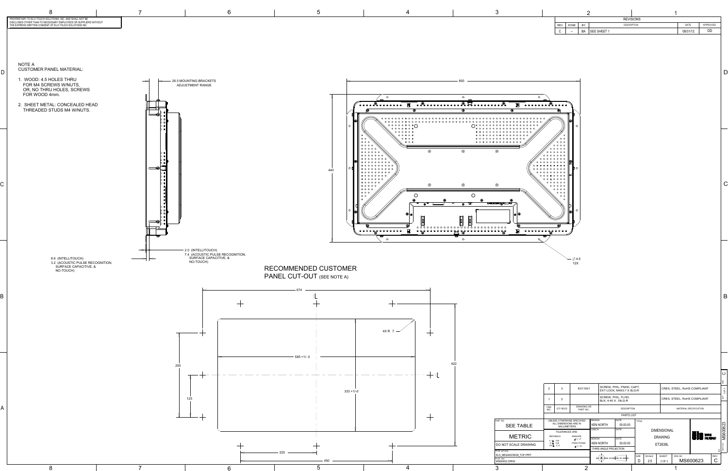PROPRIETARY TO ELO TOUCH SOLUTIONS, INC. AND SHALL NOT BE DISCLOSED OTHER THAN TO NECESSARY EMPLOYEES OR SUPPLIERS WITHOUT THE EXPRESS WRITTEN CONSENT OF ELO TOUCH SOLUTIONS INC.

| REVISIONS | | | | | |
|---|---|---|---|---|---|
| REV | ZONE | BY | DESCRIPTION | DATE | APPROVED |
| C | -- | BA | SEE SHEET 1 | 08/31/12 | DD |

NOTE A
CUSTOMER PANEL MATERIAL:

1. WOOD: 4.5 HOLES THRU FOR M4 SCREWS W/NUTS, OR, NO THRU HOLES, SCREWS FOR WOOD 4mm.
2. SHEET METAL: CONCEALED HEAD THREADED STUDS M4 W/NUTS.

26.5 MOUNTING BRACKETS ADJUSTMENT RANGE

8.6 (INTELLITOUCH)
3.2 (ACOUSTIC PULSE RECOGNITION, SURFACE CAPACITIVE, & NO-TOUCH)

2.0 (INTELLITOUCH)
7.4 (ACOUSTIC PULSE RECOGNITION, SURFACE CAPACITIVE, & NO-TOUCH)

693

440

∅ 4.5
12X

RECOMMENDED CUSTOMER PANEL CUT-OUT (SEE NOTE A)

674

4X R 7

585 +1/- 0

333 +1/-0

422

250

125

225

450

| ITEM NO. | QTY REQ'D | DRAWING OR PART NO. | DESCRIPTION | MATERIAL SPECIFICATION |
|---|---|---|---|---|
| 2 | 3 | E011501 | SCREW, PHIL, PNHD, CAPT, EXT LOCK, M4X0.7 X 8LG-R | CRES, STEEL, RoHS COMPLIANT |
| 1 | 2 | | SCREW, PHIL, FLHD, BLK, 4-40 X .19LG-R | CRES, STEEL, RoHS COMPLIANT |

PARTS LIST

PART NO: SEE TABLE

METRIC

DO NOT SCALE DRAWING

UNLESS OTHERWISE SPECIFIED ALL DIMENSIONS ARE IN MILLIMETERS

TOLERANCES ARE:
DECIMALS: X ± 0.50, .X ± 0.25, .XX ± 0.13
ANGLES: ± 2°
FRACTIONS: ± 1/32

DRAWN: KEN NORTH — DATE: 00.00.00
CHECK — DATE
DESIGN: KEN NORTH — DATE: 00.00.00

THIRD ANGLE PROJECTION

ProE prt: ELO_MEGAKIOSK26_TOP.PRT

ProE drw: MS600623.DRW

TITLE: DIMENSIONAL DRAWING ET2639L

SIZE: D — SCALE: 2:5 — SHEET: 3 OF 3 — DWG NO: MS600623 — REV: C